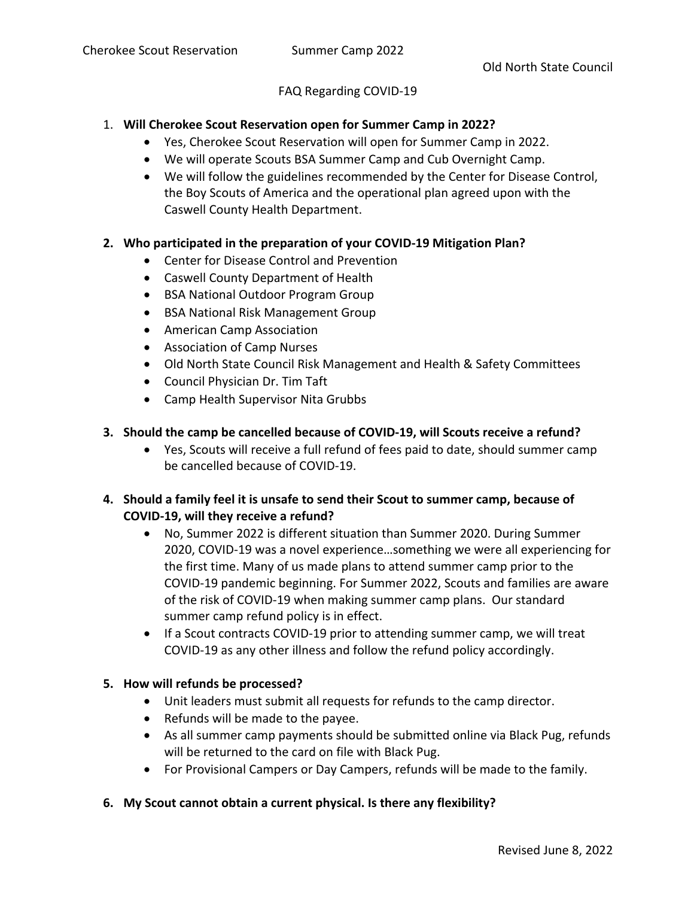Cherokee Scout Reservation Summer Camp 2022

Old North State Council

FAQ Regarding COVID-19

1. **Will Cherokee Scout Reservation open for Summer Camp in 2022?**
   - Yes, Cherokee Scout Reservation will open for Summer Camp in 2022.
   - We will operate Scouts BSA Summer Camp and Cub Overnight Camp.
   - We will follow the guidelines recommended by the Center for Disease Control, the Boy Scouts of America and the operational plan agreed upon with the Caswell County Health Department.

2. **Who participated in the preparation of your COVID-19 Mitigation Plan?**
   - Center for Disease Control and Prevention
   - Caswell County Department of Health
   - BSA National Outdoor Program Group
   - BSA National Risk Management Group
   - American Camp Association
   - Association of Camp Nurses
   - Old North State Council Risk Management and Health & Safety Committees
   - Council Physician Dr. Tim Taft
   - Camp Health Supervisor Nita Grubbs

3. **Should the camp be cancelled because of COVID-19, will Scouts receive a refund?**
   - Yes, Scouts will receive a full refund of fees paid to date, should summer camp be cancelled because of COVID-19.

4. **Should a family feel it is unsafe to send their Scout to summer camp, because of COVID-19, will they receive a refund?**
   - No, Summer 2022 is different situation than Summer 2020. During Summer 2020, COVID-19 was a novel experience…something we were all experiencing for the first time. Many of us made plans to attend summer camp prior to the COVID-19 pandemic beginning. For Summer 2022, Scouts and families are aware of the risk of COVID-19 when making summer camp plans. Our standard summer camp refund policy is in effect.
   - If a Scout contracts COVID-19 prior to attending summer camp, we will treat COVID-19 as any other illness and follow the refund policy accordingly.

5. **How will refunds be processed?**
   - Unit leaders must submit all requests for refunds to the camp director.
   - Refunds will be made to the payee.
   - As all summer camp payments should be submitted online via Black Pug, refunds will be returned to the card on file with Black Pug.
   - For Provisional Campers or Day Campers, refunds will be made to the family.

6. **My Scout cannot obtain a current physical. Is there any flexibility?**

Revised June 8, 2022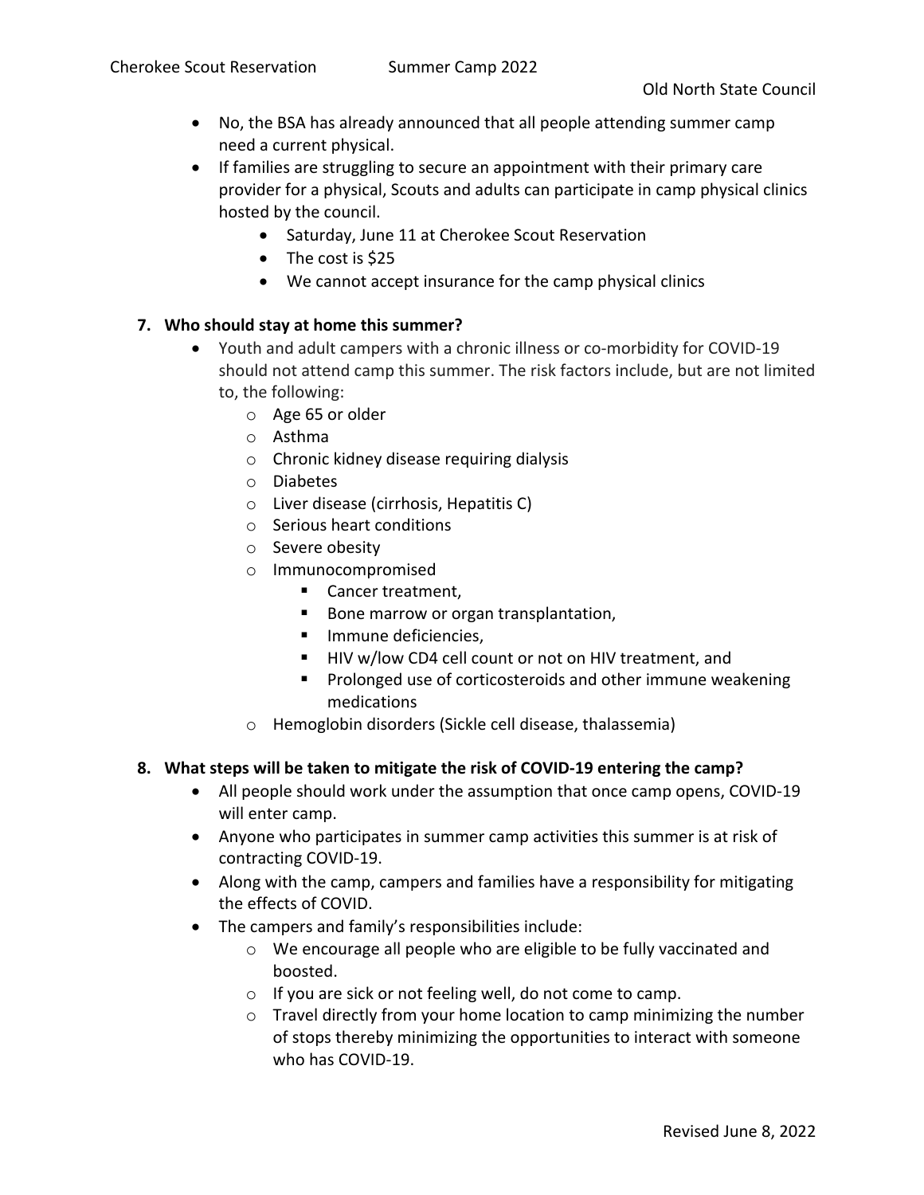- No, the BSA has already announced that all people attending summer camp need a current physical.
- If families are struggling to secure an appointment with their primary care provider for a physical, Scouts and adults can participate in camp physical clinics hosted by the council.
    - Saturday, June 11 at Cherokee Scout Reservation
    - The cost is $25
    - We cannot accept insurance for the camp physical clinics

**7. Who should stay at home this summer?**

- Youth and adult campers with a chronic illness or co-morbidity for COVID-19 should not attend camp this summer. The risk factors include, but are not limited to, the following:
    - Age 65 or older
    - Asthma
    - Chronic kidney disease requiring dialysis
    - Diabetes
    - Liver disease (cirrhosis, Hepatitis C)
    - Serious heart conditions
    - Severe obesity
    - Immunocompromised
        - Cancer treatment,
        - Bone marrow or organ transplantation,
        - Immune deficiencies,
        - HIV w/low CD4 cell count or not on HIV treatment, and
        - Prolonged use of corticosteroids and other immune weakening medications
    - Hemoglobin disorders (Sickle cell disease, thalassemia)

**8. What steps will be taken to mitigate the risk of COVID-19 entering the camp?**

- All people should work under the assumption that once camp opens, COVID-19 will enter camp.
- Anyone who participates in summer camp activities this summer is at risk of contracting COVID-19.
- Along with the camp, campers and families have a responsibility for mitigating the effects of COVID.
- The campers and family's responsibilities include:
    - We encourage all people who are eligible to be fully vaccinated and boosted.
    - If you are sick or not feeling well, do not come to camp.
    - Travel directly from your home location to camp minimizing the number of stops thereby minimizing the opportunities to interact with someone who has COVID-19.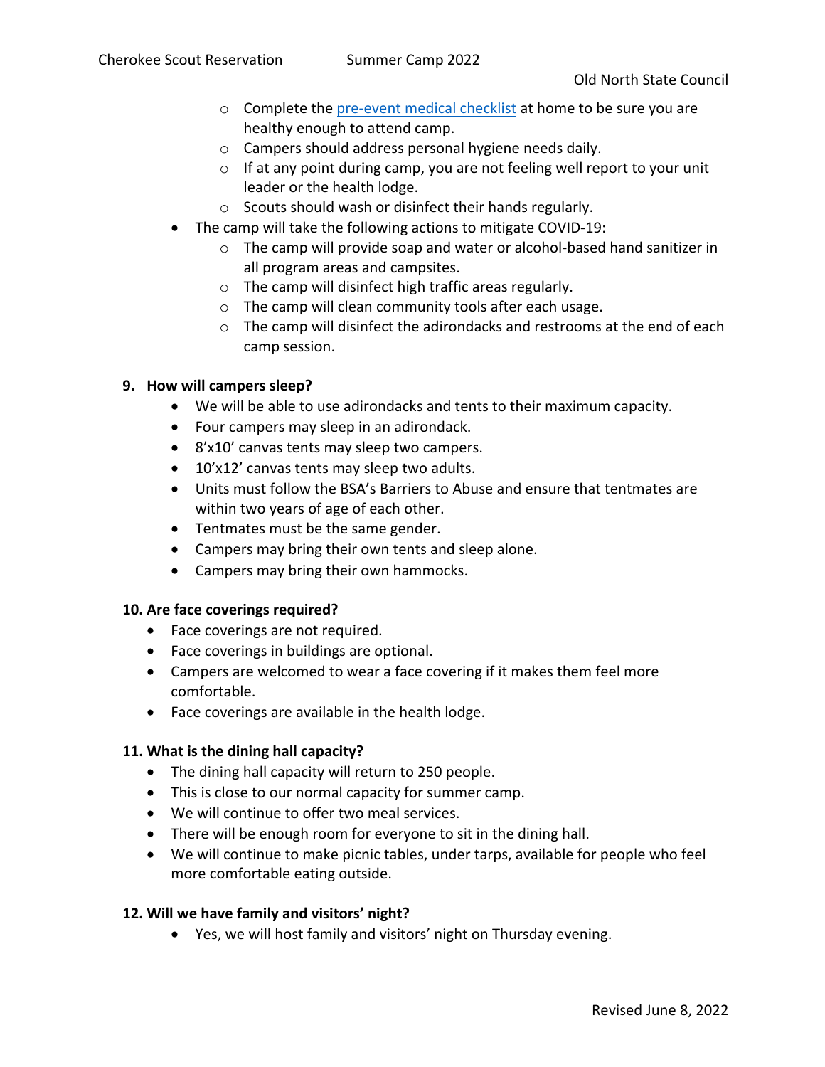- Complete the [pre-event medical checklist]() at home to be sure you are healthy enough to attend camp.
    - Campers should address personal hygiene needs daily.
    - If at any point during camp, you are not feeling well report to your unit leader or the health lodge.
    - Scouts should wash or disinfect their hands regularly.
- The camp will take the following actions to mitigate COVID-19:
    - The camp will provide soap and water or alcohol-based hand sanitizer in all program areas and campsites.
    - The camp will disinfect high traffic areas regularly.
    - The camp will clean community tools after each usage.
    - The camp will disinfect the adirondacks and restrooms at the end of each camp session.

**9. How will campers sleep?**

- We will be able to use adirondacks and tents to their maximum capacity.
- Four campers may sleep in an adirondack.
- 8'x10' canvas tents may sleep two campers.
- 10'x12' canvas tents may sleep two adults.
- Units must follow the BSA's Barriers to Abuse and ensure that tentmates are within two years of age of each other.
- Tentmates must be the same gender.
- Campers may bring their own tents and sleep alone.
- Campers may bring their own hammocks.

**10. Are face coverings required?**

- Face coverings are not required.
- Face coverings in buildings are optional.
- Campers are welcomed to wear a face covering if it makes them feel more comfortable.
- Face coverings are available in the health lodge.

**11. What is the dining hall capacity?**

- The dining hall capacity will return to 250 people.
- This is close to our normal capacity for summer camp.
- We will continue to offer two meal services.
- There will be enough room for everyone to sit in the dining hall.
- We will continue to make picnic tables, under tarps, available for people who feel more comfortable eating outside.

**12. Will we have family and visitors' night?**

- Yes, we will host family and visitors' night on Thursday evening.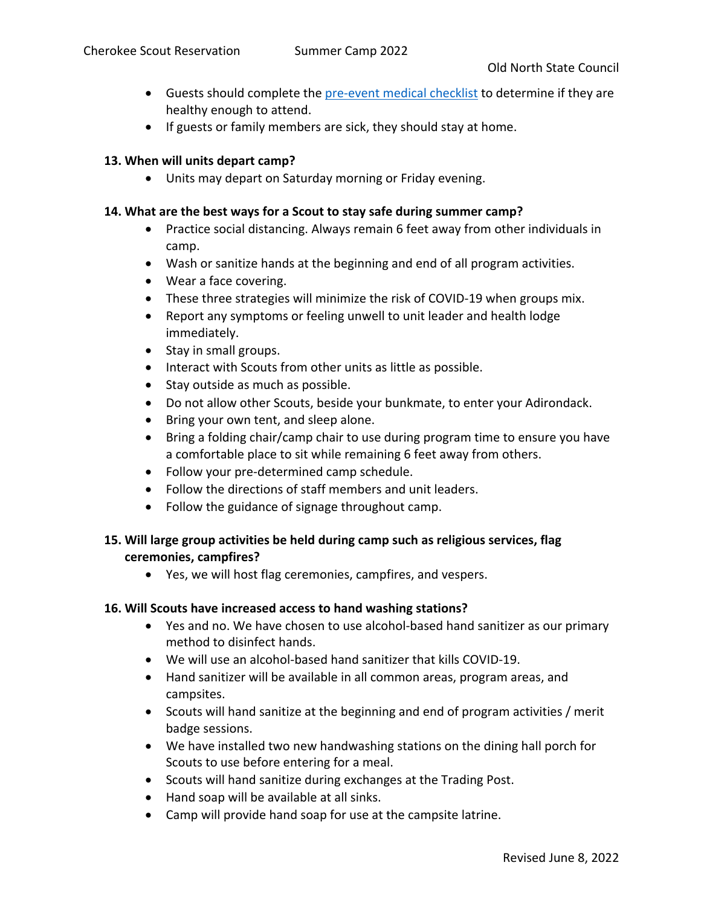- Guests should complete the [pre-event medical checklist](#) to determine if they are healthy enough to attend.
- If guests or family members are sick, they should stay at home.

**13. When will units depart camp?**

- Units may depart on Saturday morning or Friday evening.

**14. What are the best ways for a Scout to stay safe during summer camp?**

- Practice social distancing. Always remain 6 feet away from other individuals in camp.
- Wash or sanitize hands at the beginning and end of all program activities.
- Wear a face covering.
- These three strategies will minimize the risk of COVID-19 when groups mix.
- Report any symptoms or feeling unwell to unit leader and health lodge immediately.
- Stay in small groups.
- Interact with Scouts from other units as little as possible.
- Stay outside as much as possible.
- Do not allow other Scouts, beside your bunkmate, to enter your Adirondack.
- Bring your own tent, and sleep alone.
- Bring a folding chair/camp chair to use during program time to ensure you have a comfortable place to sit while remaining 6 feet away from others.
- Follow your pre-determined camp schedule.
- Follow the directions of staff members and unit leaders.
- Follow the guidance of signage throughout camp.

**15. Will large group activities be held during camp such as religious services, flag ceremonies, campfires?**

- Yes, we will host flag ceremonies, campfires, and vespers.

**16. Will Scouts have increased access to hand washing stations?**

- Yes and no. We have chosen to use alcohol-based hand sanitizer as our primary method to disinfect hands.
- We will use an alcohol-based hand sanitizer that kills COVID-19.
- Hand sanitizer will be available in all common areas, program areas, and campsites.
- Scouts will hand sanitize at the beginning and end of program activities / merit badge sessions.
- We have installed two new handwashing stations on the dining hall porch for Scouts to use before entering for a meal.
- Scouts will hand sanitize during exchanges at the Trading Post.
- Hand soap will be available at all sinks.
- Camp will provide hand soap for use at the campsite latrine.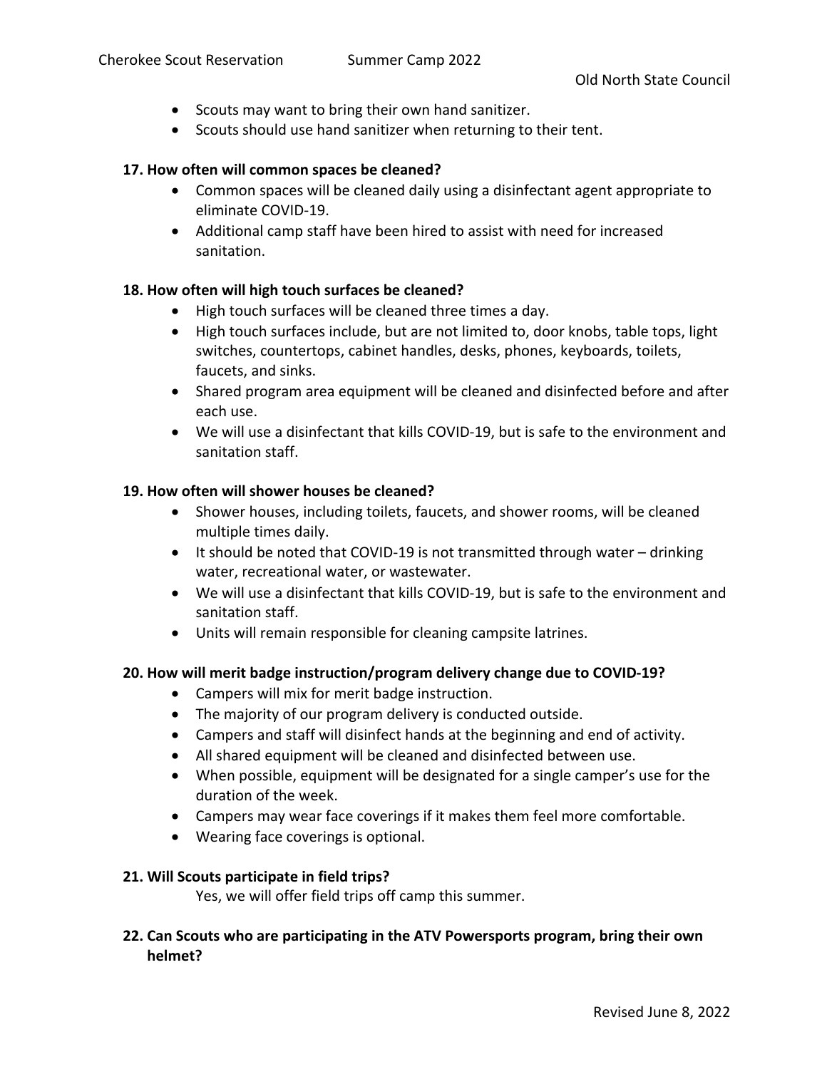- Scouts may want to bring their own hand sanitizer.
- Scouts should use hand sanitizer when returning to their tent.

**17. How often will common spaces be cleaned?**

- Common spaces will be cleaned daily using a disinfectant agent appropriate to eliminate COVID-19.
- Additional camp staff have been hired to assist with need for increased sanitation.

**18. How often will high touch surfaces be cleaned?**

- High touch surfaces will be cleaned three times a day.
- High touch surfaces include, but are not limited to, door knobs, table tops, light switches, countertops, cabinet handles, desks, phones, keyboards, toilets, faucets, and sinks.
- Shared program area equipment will be cleaned and disinfected before and after each use.
- We will use a disinfectant that kills COVID-19, but is safe to the environment and sanitation staff.

**19. How often will shower houses be cleaned?**

- Shower houses, including toilets, faucets, and shower rooms, will be cleaned multiple times daily.
- It should be noted that COVID-19 is not transmitted through water – drinking water, recreational water, or wastewater.
- We will use a disinfectant that kills COVID-19, but is safe to the environment and sanitation staff.
- Units will remain responsible for cleaning campsite latrines.

**20. How will merit badge instruction/program delivery change due to COVID-19?**

- Campers will mix for merit badge instruction.
- The majority of our program delivery is conducted outside.
- Campers and staff will disinfect hands at the beginning and end of activity.
- All shared equipment will be cleaned and disinfected between use.
- When possible, equipment will be designated for a single camper's use for the duration of the week.
- Campers may wear face coverings if it makes them feel more comfortable.
- Wearing face coverings is optional.

**21. Will Scouts participate in field trips?**

Yes, we will offer field trips off camp this summer.

**22. Can Scouts who are participating in the ATV Powersports program, bring their own helmet?**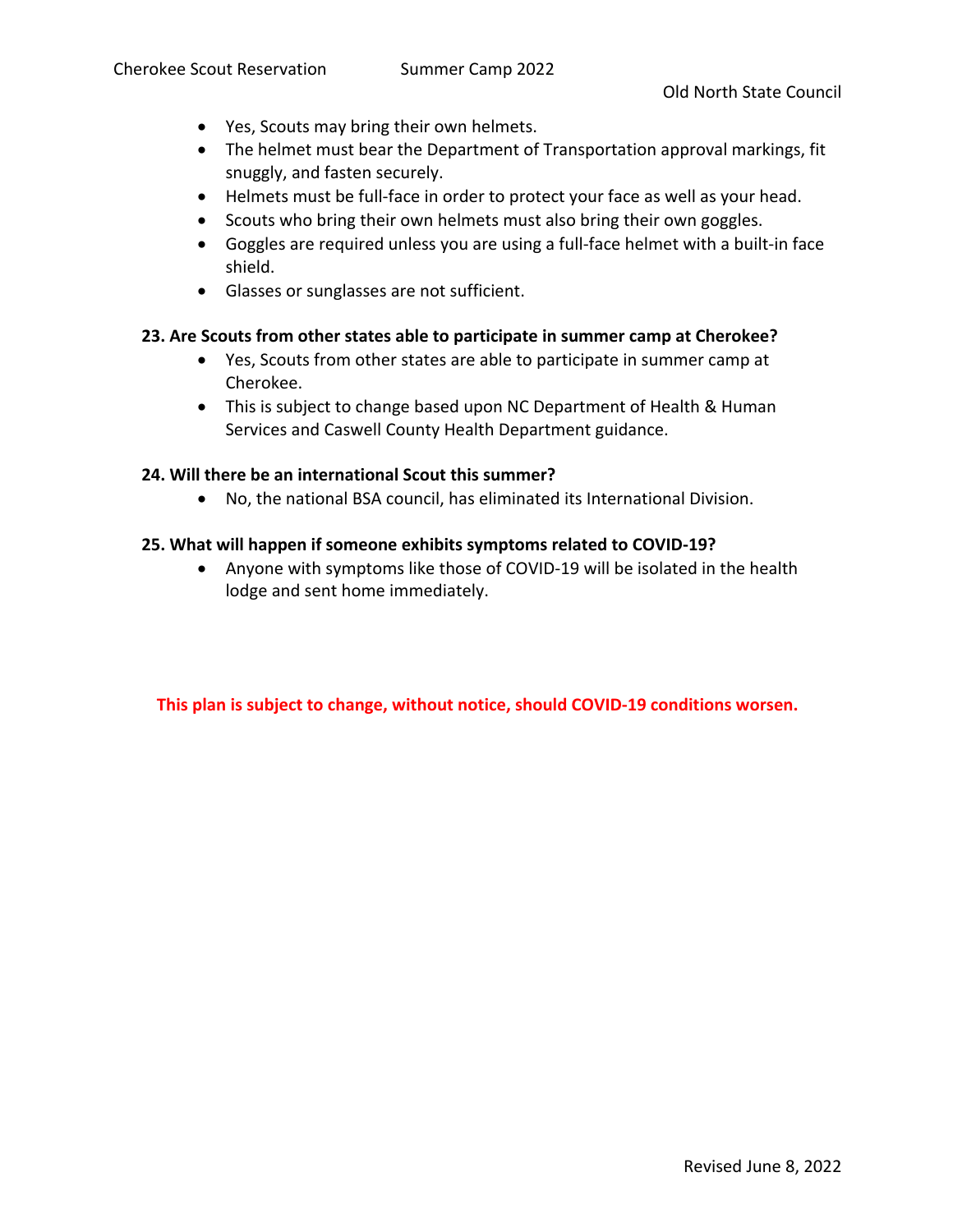- Yes, Scouts may bring their own helmets.
- The helmet must bear the Department of Transportation approval markings, fit snuggly, and fasten securely.
- Helmets must be full-face in order to protect your face as well as your head.
- Scouts who bring their own helmets must also bring their own goggles.
- Goggles are required unless you are using a full-face helmet with a built-in face shield.
- Glasses or sunglasses are not sufficient.

**23. Are Scouts from other states able to participate in summer camp at Cherokee?**

- Yes, Scouts from other states are able to participate in summer camp at Cherokee.
- This is subject to change based upon NC Department of Health & Human Services and Caswell County Health Department guidance.

**24. Will there be an international Scout this summer?**

- No, the national BSA council, has eliminated its International Division.

**25. What will happen if someone exhibits symptoms related to COVID-19?**

- Anyone with symptoms like those of COVID-19 will be isolated in the health lodge and sent home immediately.

**This plan is subject to change, without notice, should COVID-19 conditions worsen.**

Revised June 8, 2022